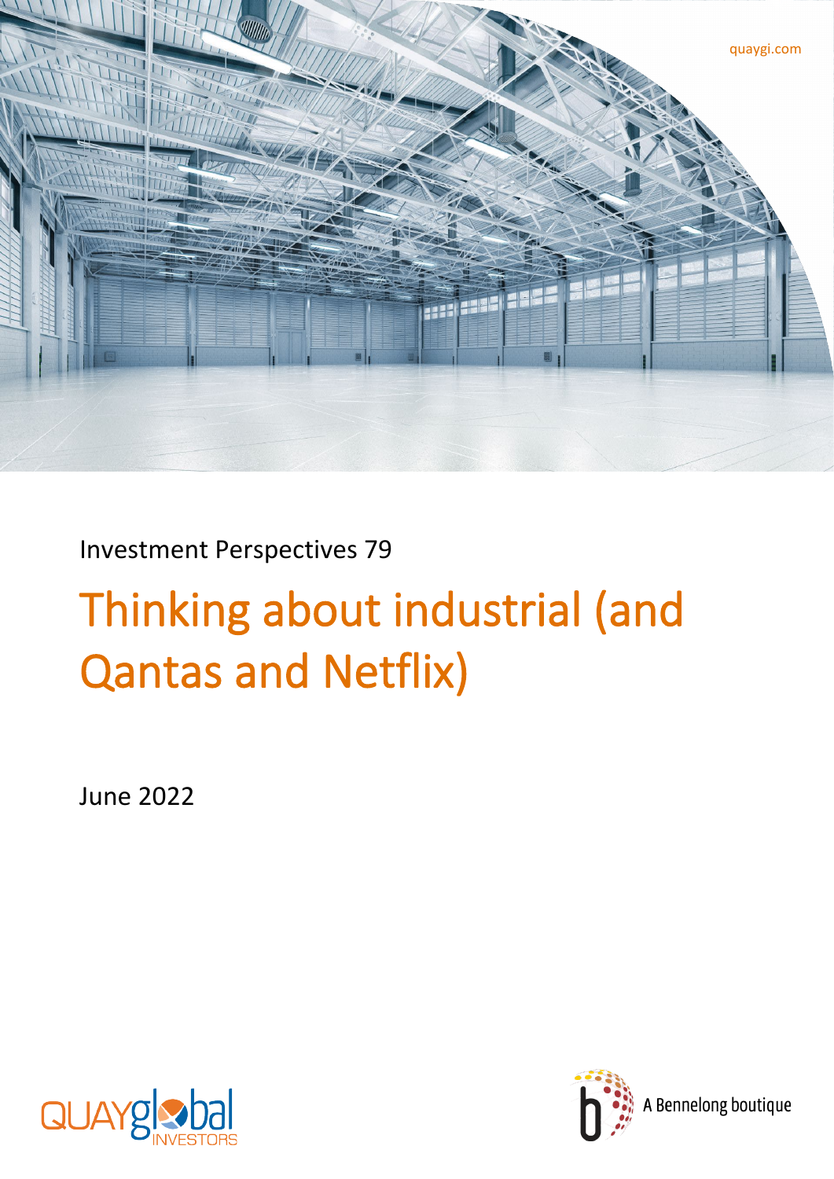quaygi.com

Investment Perspectives 79

# Thinking about industrial (and Qantas and Netflix)

June 2022

QUAYglobal INVESTORS

A Bennelong boutique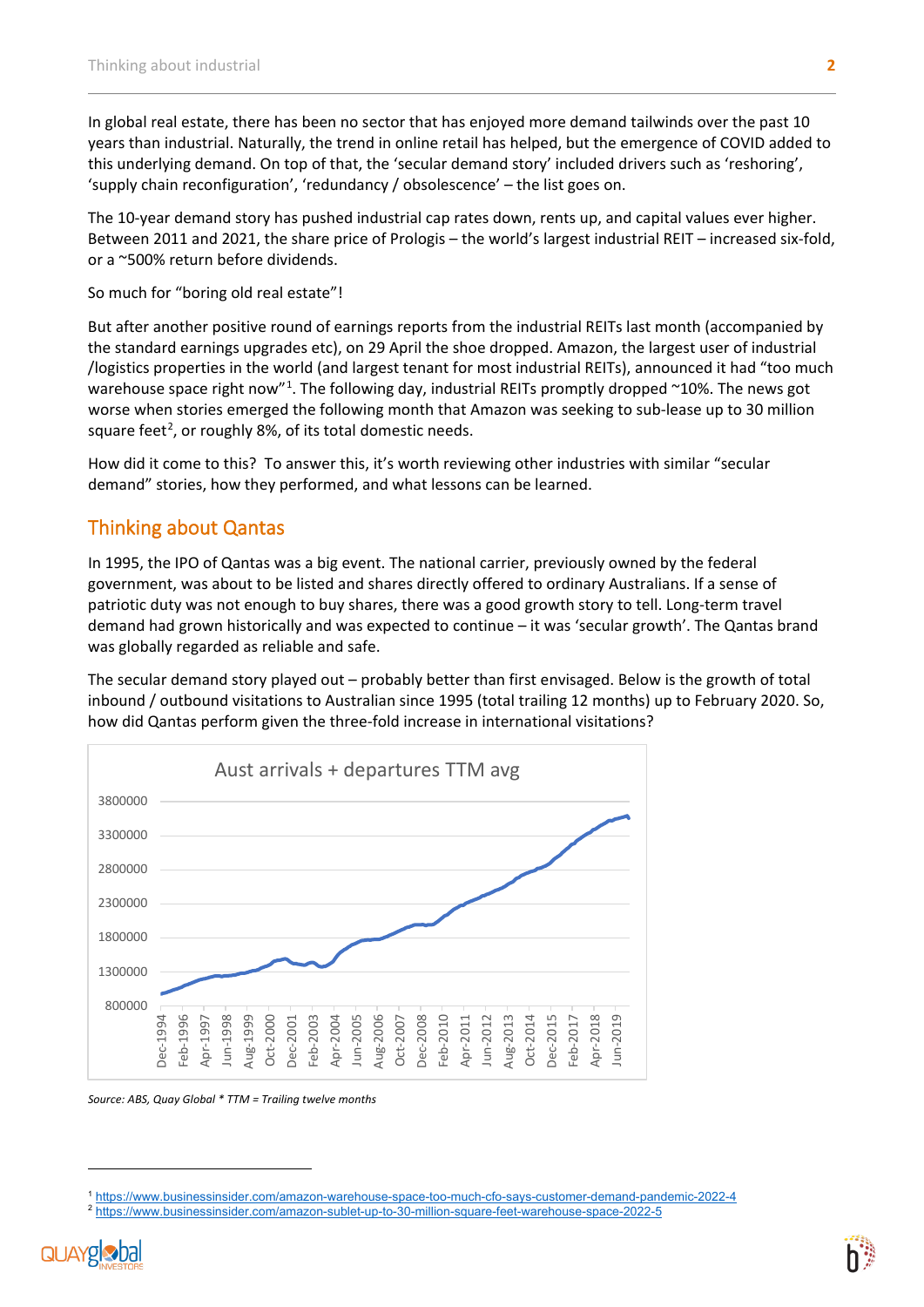In global real estate, there has been no sector that has enjoyed more demand tailwinds over the past 10 years than industrial. Naturally, the trend in online retail has helped, but the emergence of COVID added to this underlying demand. On top of that, the 'secular demand story' included drivers such as 'reshoring', 'supply chain reconfiguration', 'redundancy / obsolescence' – the list goes on.

The 10-year demand story has pushed industrial cap rates down, rents up, and capital values ever higher. Between 2011 and 2021, the share price of Prologis – the world's largest industrial REIT – increased six-fold, or a ~500% return before dividends.

So much for "boring old real estate"!

But after another positive round of earnings reports from the industrial REITs last month (accompanied by the standard earnings upgrades etc), on 29 April the shoe dropped. Amazon, the largest user of industrial /logistics properties in the world (and largest tenant for most industrial REITs), announced it had "too much warehouse space right now"[1]. The following day, industrial REITs promptly dropped ~10%. The news got worse when stories emerged the following month that Amazon was seeking to sub-lease up to 30 million square feet[2], or roughly 8%, of its total domestic needs.

How did it come to this? To answer this, it's worth reviewing other industries with similar "secular demand" stories, how they performed, and what lessons can be learned.

## Thinking about Qantas

In 1995, the IPO of Qantas was a big event. The national carrier, previously owned by the federal government, was about to be listed and shares directly offered to ordinary Australians. If a sense of patriotic duty was not enough to buy shares, there was a good growth story to tell. Long-term travel demand had grown historically and was expected to continue – it was 'secular growth'. The Qantas brand was globally regarded as reliable and safe.

The secular demand story played out – probably better than first envisaged. Below is the growth of total inbound / outbound visitations to Australian since 1995 (total trailing 12 months) up to February 2020. So, how did Qantas perform given the three-fold increase in international visitations?

*Source: ABS, Quay Global * TTM = Trailing twelve months*

[1] https://www.businessinsider.com/amazon-warehouse-space-too-much-cfo-says-customer-demand-pandemic-2022-4

[2] https://www.businessinsider.com/amazon-sublet-up-to-30-million-square-feet-warehouse-space-2022-5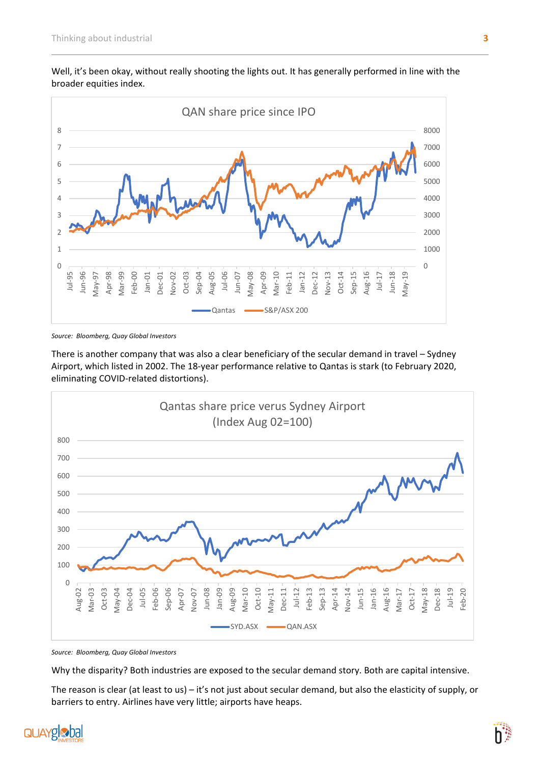Well, it's been okay, without really shooting the lights out. It has generally performed in line with the broader equities index.

QAN share price since IPO

*Source: Bloomberg, Quay Global Investors*

There is another company that was also a clear beneficiary of the secular demand in travel – Sydney Airport, which listed in 2002. The 18-year performance relative to Qantas is stark (to February 2020, eliminating COVID-related distortions).

Qantas share price verus Sydney Airport (Index Aug 02=100)

*Source: Bloomberg, Quay Global Investors*

Why the disparity? Both industries are exposed to the secular demand story. Both are capital intensive.

The reason is clear (at least to us) – it's not just about secular demand, but also the elasticity of supply, or barriers to entry. Airlines have very little; airports have heaps.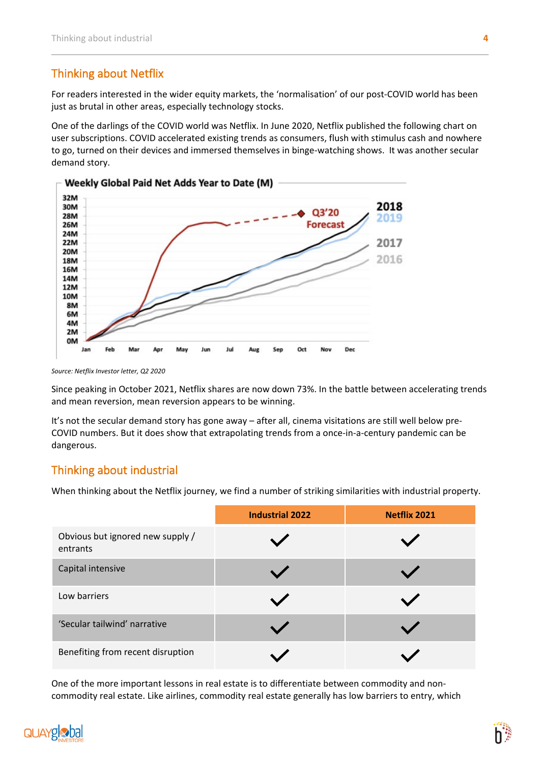## Thinking about Netflix

For readers interested in the wider equity markets, the 'normalisation' of our post-COVID world has been just as brutal in other areas, especially technology stocks.

One of the darlings of the COVID world was Netflix. In June 2020, Netflix published the following chart on user subscriptions. COVID accelerated existing trends as consumers, flush with stimulus cash and nowhere to go, turned on their devices and immersed themselves in binge-watching shows. It was another secular demand story.

*Source: Netflix Investor letter, Q2 2020*

Since peaking in October 2021, Netflix shares are now down 73%. In the battle between accelerating trends and mean reversion, mean reversion appears to be winning.

It's not the secular demand story has gone away – after all, cinema visitations are still well below pre-COVID numbers. But it does show that extrapolating trends from a once-in-a-century pandemic can be dangerous.

## Thinking about industrial

When thinking about the Netflix journey, we find a number of striking similarities with industrial property.

| | Industrial 2022 | Netflix 2021 |
|---|---|---|
| Obvious but ignored new supply / entrants | ✓ | ✓ |
| Capital intensive | ✓ | ✓ |
| Low barriers | ✓ | ✓ |
| 'Secular tailwind' narrative | ✓ | ✓ |
| Benefiting from recent disruption | ✓ | ✓ |

One of the more important lessons in real estate is to differentiate between commodity and non-commodity real estate. Like airlines, commodity real estate generally has low barriers to entry, which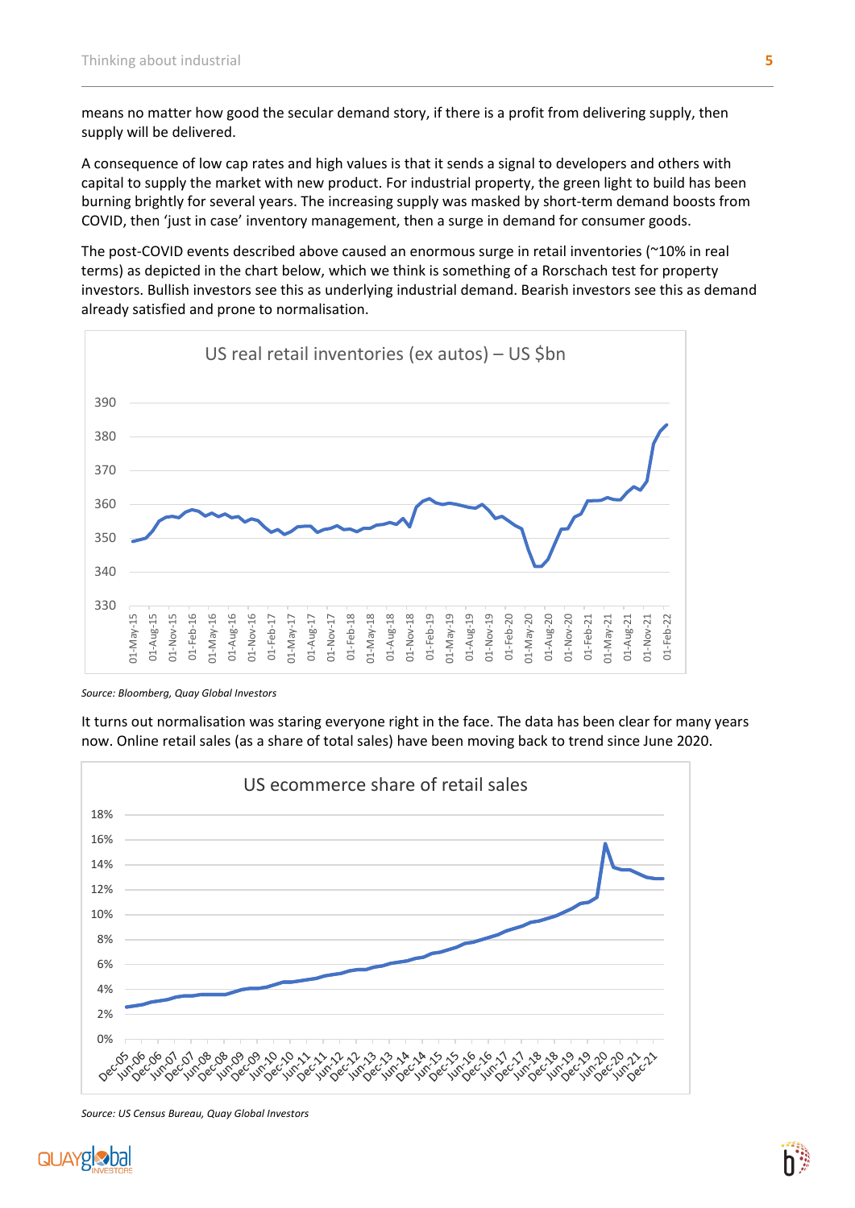means no matter how good the secular demand story, if there is a profit from delivering supply, then supply will be delivered.

A consequence of low cap rates and high values is that it sends a signal to developers and others with capital to supply the market with new product. For industrial property, the green light to build has been burning brightly for several years. The increasing supply was masked by short-term demand boosts from COVID, then 'just in case' inventory management, then a surge in demand for consumer goods.

The post-COVID events described above caused an enormous surge in retail inventories (~10% in real terms) as depicted in the chart below, which we think is something of a Rorschach test for property investors. Bullish investors see this as underlying industrial demand. Bearish investors see this as demand already satisfied and prone to normalisation.

US real retail inventories (ex autos) – US $bn

*Source: Bloomberg, Quay Global Investors*

It turns out normalisation was staring everyone right in the face. The data has been clear for many years now. Online retail sales (as a share of total sales) have been moving back to trend since June 2020.

US ecommerce share of retail sales

*Source: US Census Bureau, Quay Global Investors*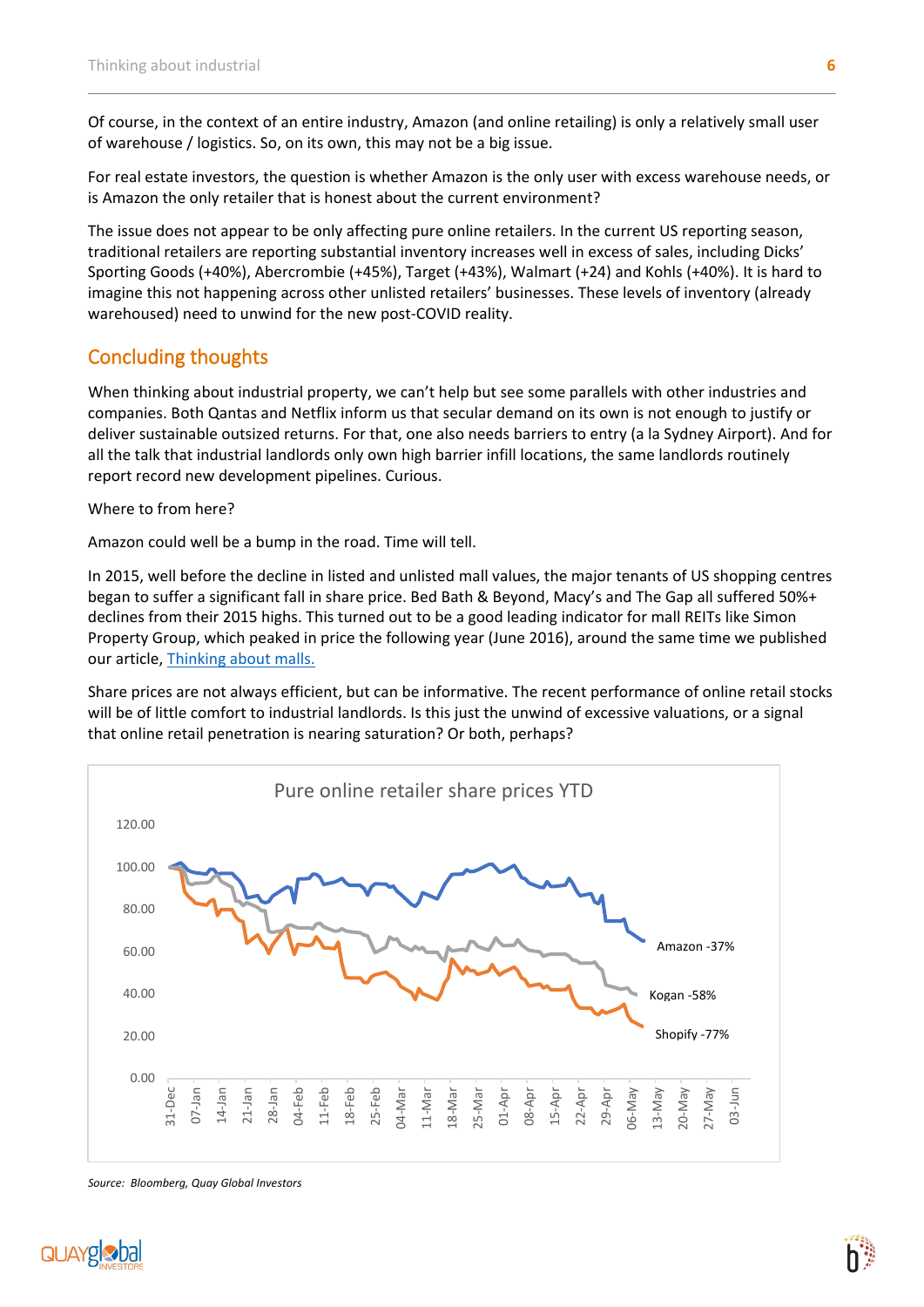Of course, in the context of an entire industry, Amazon (and online retailing) is only a relatively small user of warehouse / logistics. So, on its own, this may not be a big issue.

For real estate investors, the question is whether Amazon is the only user with excess warehouse needs, or is Amazon the only retailer that is honest about the current environment?

The issue does not appear to be only affecting pure online retailers. In the current US reporting season, traditional retailers are reporting substantial inventory increases well in excess of sales, including Dicks' Sporting Goods (+40%), Abercrombie (+45%), Target (+43%), Walmart (+24) and Kohls (+40%). It is hard to imagine this not happening across other unlisted retailers' businesses. These levels of inventory (already warehoused) need to unwind for the new post-COVID reality.

## Concluding thoughts

When thinking about industrial property, we can't help but see some parallels with other industries and companies. Both Qantas and Netflix inform us that secular demand on its own is not enough to justify or deliver sustainable outsized returns. For that, one also needs barriers to entry (a la Sydney Airport). And for all the talk that industrial landlords only own high barrier infill locations, the same landlords routinely report record new development pipelines. Curious.

Where to from here?

Amazon could well be a bump in the road. Time will tell.

In 2015, well before the decline in listed and unlisted mall values, the major tenants of US shopping centres began to suffer a significant fall in share price. Bed Bath & Beyond, Macy's and The Gap all suffered 50%+ declines from their 2015 highs. This turned out to be a good leading indicator for mall REITs like Simon Property Group, which peaked in price the following year (June 2016), around the same time we published our article, [Thinking about malls.]

Share prices are not always efficient, but can be informative. The recent performance of online retail stocks will be of little comfort to industrial landlords. Is this just the unwind of excessive valuations, or a signal that online retail penetration is nearing saturation? Or both, perhaps?

Pure online retailer share prices YTD

Amazon -37%
Kogan -58%
Shopify -77%

*Source: Bloomberg, Quay Global Investors*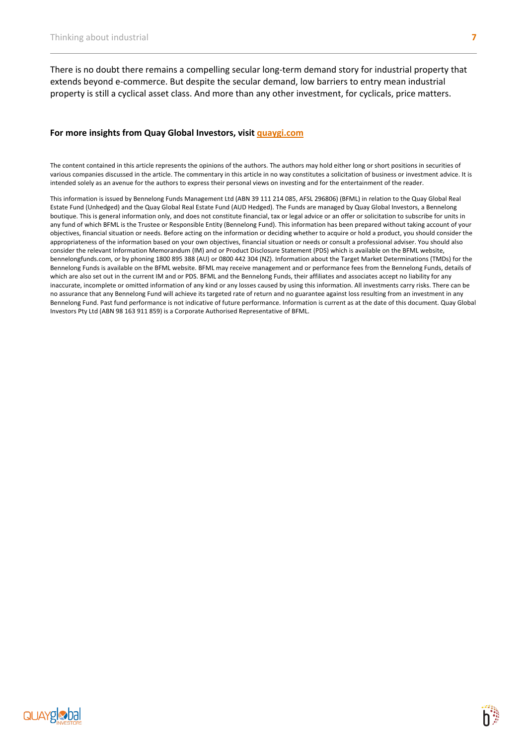There is no doubt there remains a compelling secular long-term demand story for industrial property that extends beyond e-commerce. But despite the secular demand, low barriers to entry mean industrial property is still a cyclical asset class. And more than any other investment, for cyclicals, price matters.

**For more insights from Quay Global Investors, visit quaygi.com**

The content contained in this article represents the opinions of the authors. The authors may hold either long or short positions in securities of various companies discussed in the article. The commentary in this article in no way constitutes a solicitation of business or investment advice. It is intended solely as an avenue for the authors to express their personal views on investing and for the entertainment of the reader.

This information is issued by Bennelong Funds Management Ltd (ABN 39 111 214 085, AFSL 296806) (BFML) in relation to the Quay Global Real Estate Fund (Unhedged) and the Quay Global Real Estate Fund (AUD Hedged). The Funds are managed by Quay Global Investors, a Bennelong boutique. This is general information only, and does not constitute financial, tax or legal advice or an offer or solicitation to subscribe for units in any fund of which BFML is the Trustee or Responsible Entity (Bennelong Fund). This information has been prepared without taking account of your objectives, financial situation or needs. Before acting on the information or deciding whether to acquire or hold a product, you should consider the appropriateness of the information based on your own objectives, financial situation or needs or consult a professional adviser. You should also consider the relevant Information Memorandum (IM) and or Product Disclosure Statement (PDS) which is available on the BFML website, bennelongfunds.com, or by phoning 1800 895 388 (AU) or 0800 442 304 (NZ). Information about the Target Market Determinations (TMDs) for the Bennelong Funds is available on the BFML website. BFML may receive management and or performance fees from the Bennelong Funds, details of which are also set out in the current IM and or PDS. BFML and the Bennelong Funds, their affiliates and associates accept no liability for any inaccurate, incomplete or omitted information of any kind or any losses caused by using this information. All investments carry risks. There can be no assurance that any Bennelong Fund will achieve its targeted rate of return and no guarantee against loss resulting from an investment in any Bennelong Fund. Past fund performance is not indicative of future performance. Information is current as at the date of this document. Quay Global Investors Pty Ltd (ABN 98 163 911 859) is a Corporate Authorised Representative of BFML.